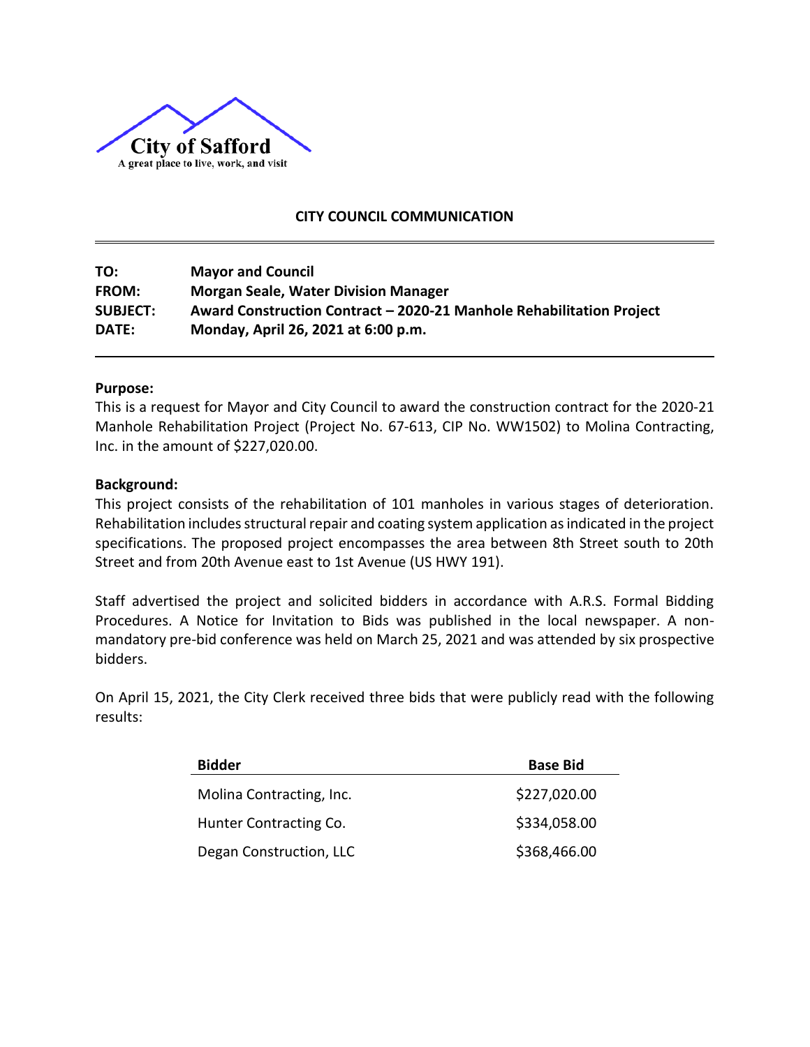City of Safford

A great place to live, work, and visit

## CITY COUNCIL COMMUNICATION

| | |
|---|---|
| **TO:** | **Mayor and Council** |
| **FROM:** | **Morgan Seale, Water Division Manager** |
| **SUBJECT:** | **Award Construction Contract – 2020-21 Manhole Rehabilitation Project** |
| **DATE:** | **Monday, April 26, 2021 at 6:00 p.m.** |

**Purpose:**

This is a request for Mayor and City Council to award the construction contract for the 2020-21 Manhole Rehabilitation Project (Project No. 67-613, CIP No. WW1502) to Molina Contracting, Inc. in the amount of $227,020.00.

**Background:**

This project consists of the rehabilitation of 101 manholes in various stages of deterioration. Rehabilitation includes structural repair and coating system application as indicated in the project specifications. The proposed project encompasses the area between 8th Street south to 20th Street and from 20th Avenue east to 1st Avenue (US HWY 191).

Staff advertised the project and solicited bidders in accordance with A.R.S. Formal Bidding Procedures. A Notice for Invitation to Bids was published in the local newspaper. A non-mandatory pre-bid conference was held on March 25, 2021 and was attended by six prospective bidders.

On April 15, 2021, the City Clerk received three bids that were publicly read with the following results:

| Bidder | Base Bid |
|---|---|
| Molina Contracting, Inc. | $227,020.00 |
| Hunter Contracting Co. | $334,058.00 |
| Degan Construction, LLC | $368,466.00 |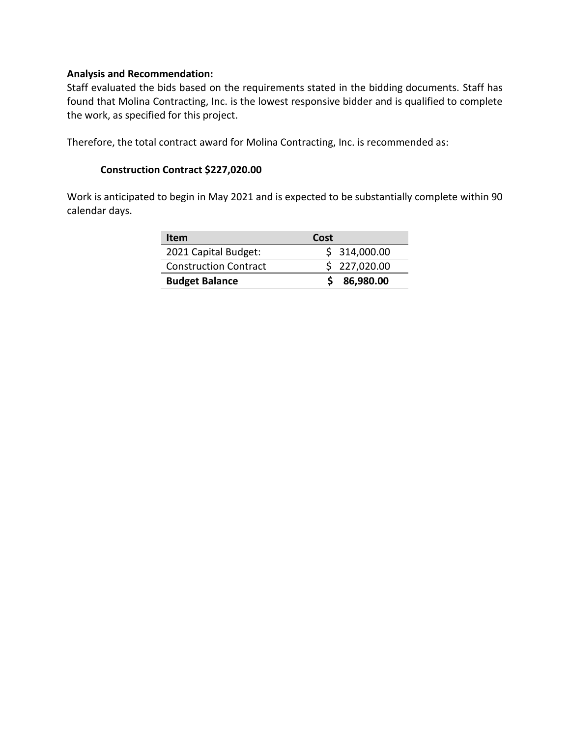**Analysis and Recommendation:**

Staff evaluated the bids based on the requirements stated in the bidding documents. Staff has found that Molina Contracting, Inc. is the lowest responsive bidder and is qualified to complete the work, as specified for this project.

Therefore, the total contract award for Molina Contracting, Inc. is recommended as:

**Construction Contract $227,020.00**

Work is anticipated to begin in May 2021 and is expected to be substantially complete within 90 calendar days.

| Item | Cost |
|---|---|
| 2021 Capital Budget: | $ 314,000.00 |
| Construction Contract | $ 227,020.00 |
| **Budget Balance** | **$ 86,980.00** |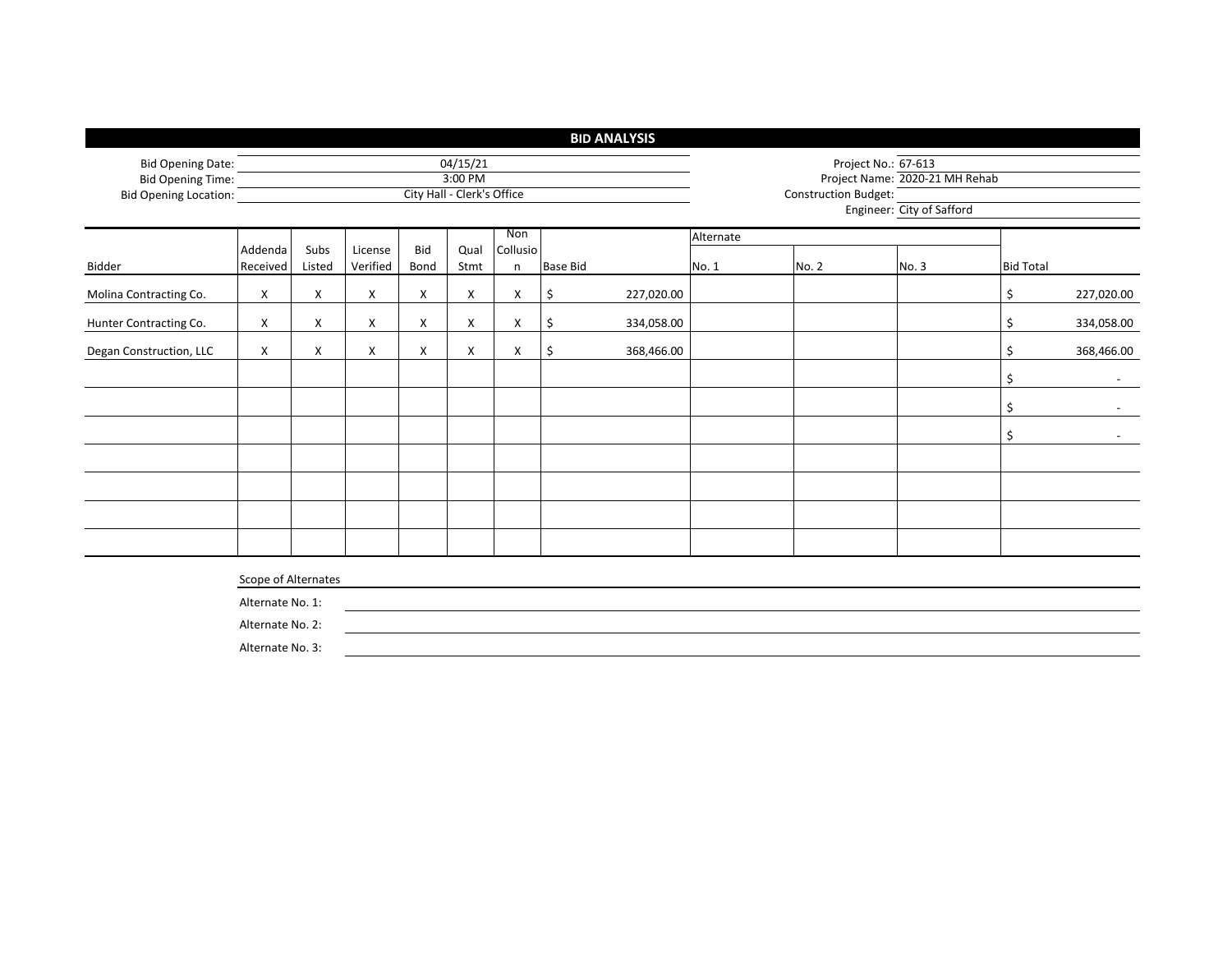# BID ANALYSIS

Bid Opening Date: 04/15/21
Bid Opening Time: 3:00 PM
Bid Opening Location: City Hall - Clerk's Office

Project No.: 67-613
Project Name: 2020-21 MH Rehab
Construction Budget:
Engineer: City of Safford

| Bidder | Addenda Received | Subs Listed | License Verified | Bid Bond | Qual Stmt | Non Collusion | Base Bid | Alternate No. 1 | Alternate No. 2 | Alternate No. 3 | Bid Total |
|---|---|---|---|---|---|---|---|---|---|---|---|
| Molina Contracting Co. | X | X | X | X | X | X | $ 227,020.00 | | | | $ 227,020.00 |
| Hunter Contracting Co. | X | X | X | X | X | X | $ 334,058.00 | | | | $ 334,058.00 |
| Degan Construction, LLC | X | X | X | X | X | X | $ 368,466.00 | | | | $ 368,466.00 |
| | | | | | | | | | | | $ - |
| | | | | | | | | | | | $ - |
| | | | | | | | | | | | $ - |
| | | | | | | | | | | | |
| | | | | | | | | | | | |
| | | | | | | | | | | | |
| | | | | | | | | | | | |

Scope of Alternates

Alternate No. 1:

Alternate No. 2:

Alternate No. 3: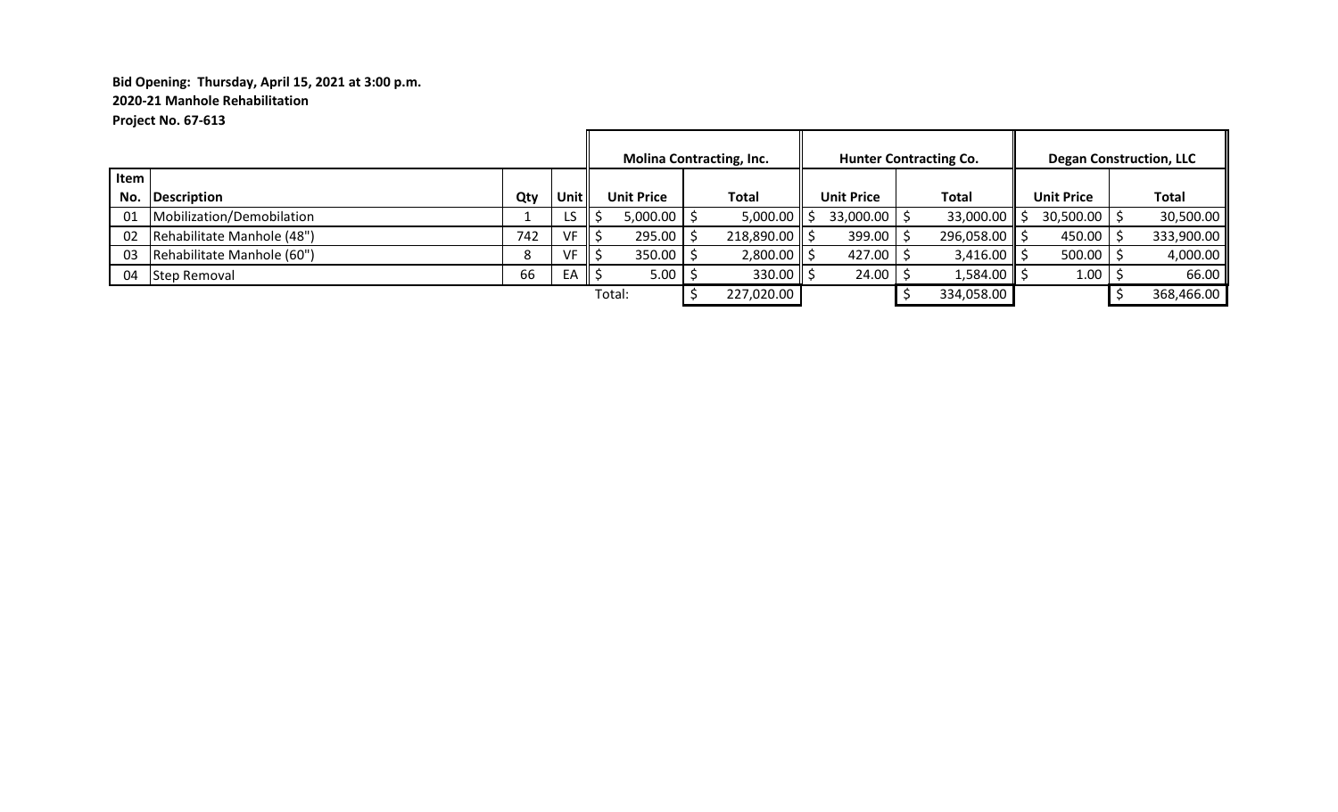**Bid Opening: Thursday, April 15, 2021 at 3:00 p.m.**
**2020-21 Manhole Rehabilitation**
**Project No. 67-613**

| Item No. | Description | Qty | Unit | Molina Contracting, Inc. | | Hunter Contracting Co. | | Degan Construction, LLC | |
|---|---|---|---|---|---|---|---|---|---|
| | | | | Unit Price | Total | Unit Price | Total | Unit Price | Total |
| 01 | Mobilization/Demobilation | 1 | LS | $ 5,000.00 | $ 5,000.00 | $ 33,000.00 | $ 33,000.00 | $ 30,500.00 | $ 30,500.00 |
| 02 | Rehabilitate Manhole (48") | 742 | VF | $ 295.00 | $ 218,890.00 | $ 399.00 | $ 296,058.00 | $ 450.00 | $ 333,900.00 |
| 03 | Rehabilitate Manhole (60") | 8 | VF | $ 350.00 | $ 2,800.00 | $ 427.00 | $ 3,416.00 | $ 500.00 | $ 4,000.00 |
| 04 | Step Removal | 66 | EA | $ 5.00 | $ 330.00 | $ 24.00 | $ 1,584.00 | $ 1.00 | $ 66.00 |
| | | | | Total: | $ 227,020.00 | | $ 334,058.00 | | $ 368,466.00 |